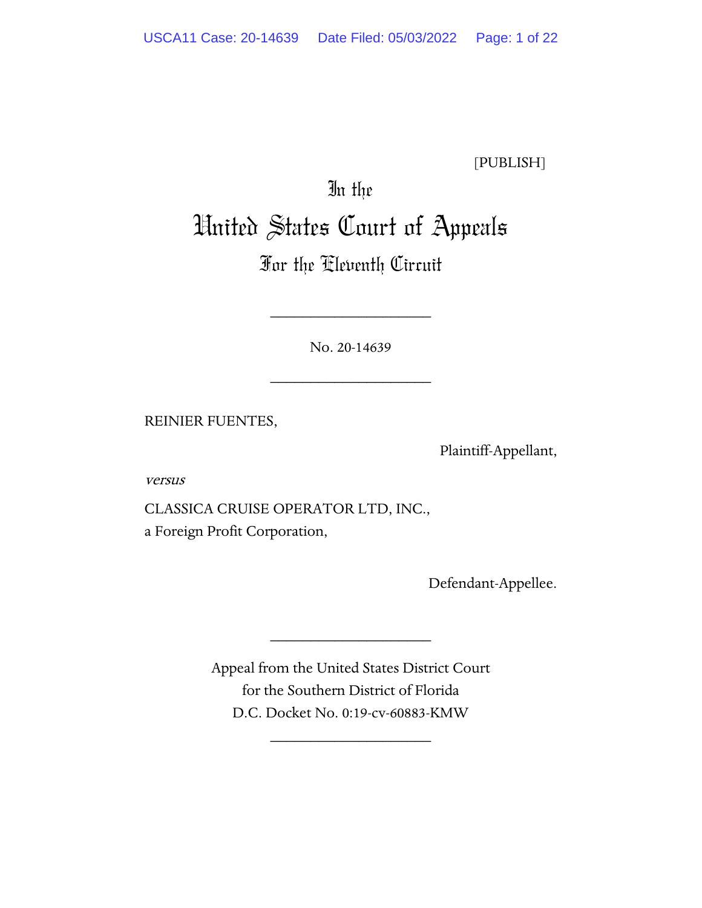[PUBLISH]

In the

# United States Court of Appeals

## For the Eleventh Circuit

____________________

No. 20-14639

____________________

REINIER FUENTES,

Plaintiff-Appellant,

*versus*

CLASSICA CRUISE OPERATOR LTD, INC.,
a Foreign Profit Corporation,

Defendant-Appellee.

____________________

Appeal from the United States District Court
for the Southern District of Florida
D.C. Docket No. 0:19-cv-60883-KMW

____________________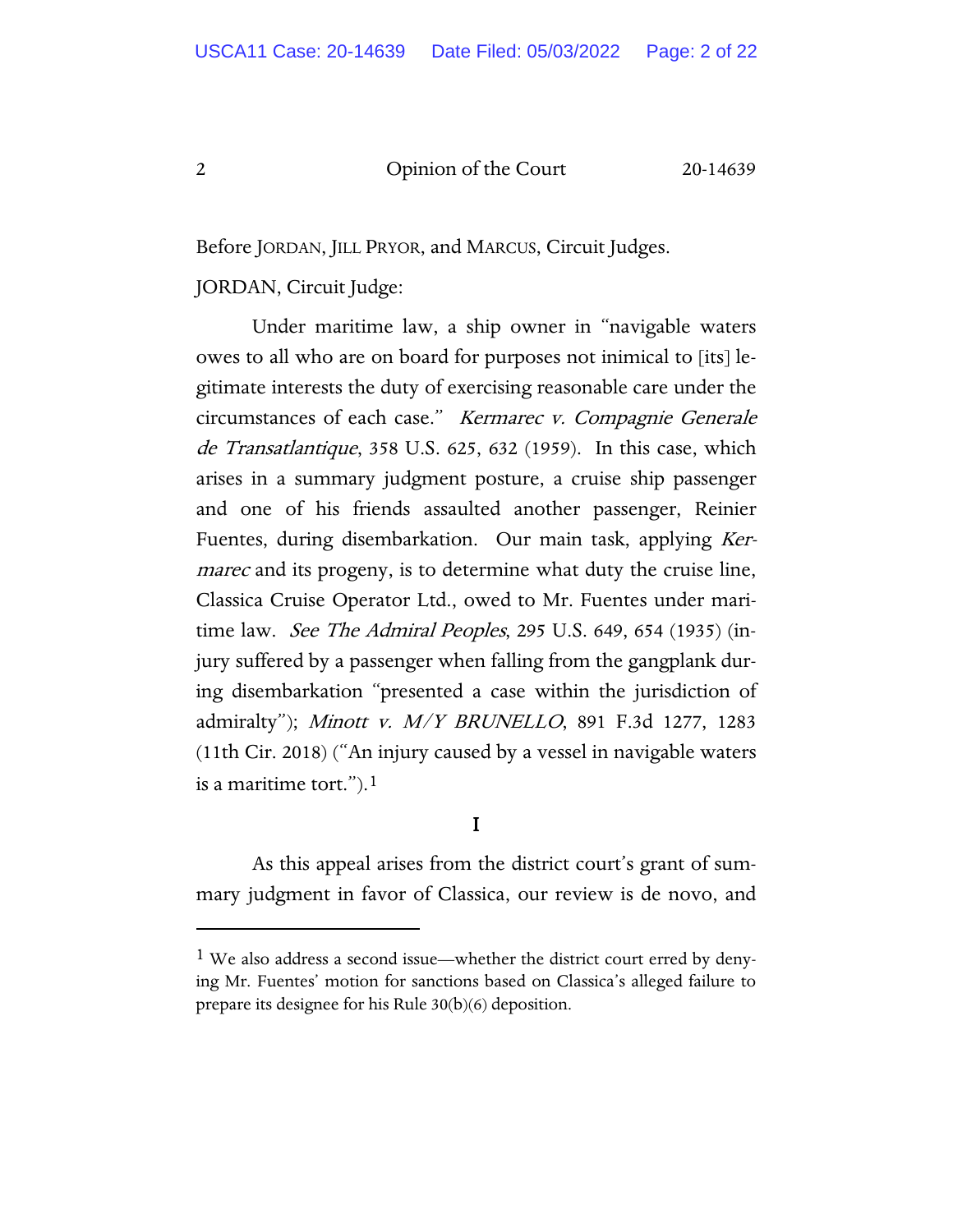Before JORDAN, JILL PRYOR, and MARCUS, Circuit Judges.

JORDAN, Circuit Judge:

Under maritime law, a ship owner in "navigable waters owes to all who are on board for purposes not inimical to [its] legitimate interests the duty of exercising reasonable care under the circumstances of each case." *Kermarec v. Compagnie Generale de Transatlantique*, 358 U.S. 625, 632 (1959). In this case, which arises in a summary judgment posture, a cruise ship passenger and one of his friends assaulted another passenger, Reinier Fuentes, during disembarkation. Our main task, applying *Kermarec* and its progeny, is to determine what duty the cruise line, Classica Cruise Operator Ltd., owed to Mr. Fuentes under maritime law. *See The Admiral Peoples*, 295 U.S. 649, 654 (1935) (injury suffered by a passenger when falling from the gangplank during disembarkation "presented a case within the jurisdiction of admiralty"); *Minott v. M/Y BRUNELLO*, 891 F.3d 1277, 1283 (11th Cir. 2018) ("An injury caused by a vessel in navigable waters is a maritime tort.").[1]

# I

As this appeal arises from the district court's grant of summary judgment in favor of Classica, our review is de novo, and

[1] We also address a second issue—whether the district court erred by denying Mr. Fuentes' motion for sanctions based on Classica's alleged failure to prepare its designee for his Rule 30(b)(6) deposition.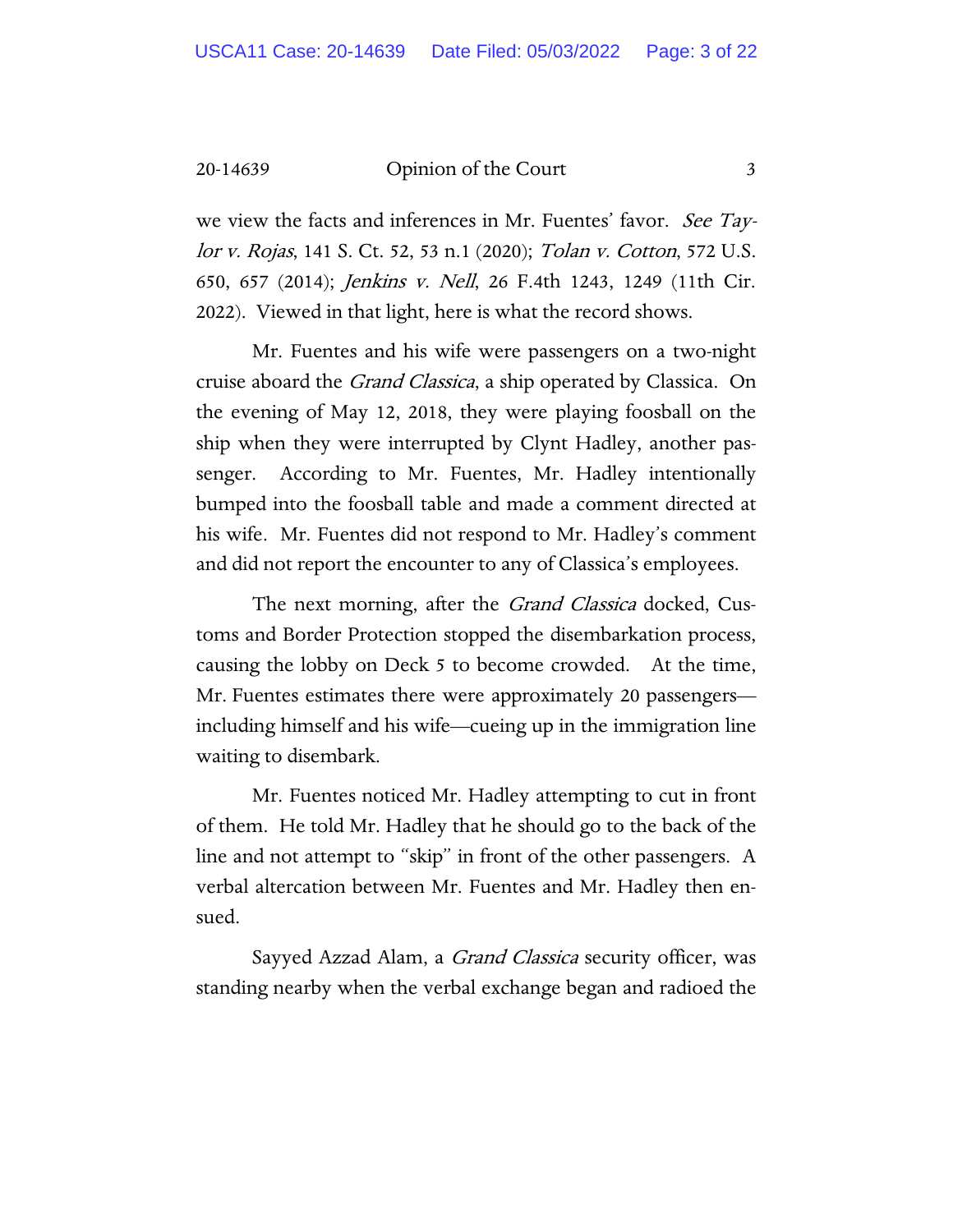we view the facts and inferences in Mr. Fuentes' favor. *See Taylor v. Rojas*, 141 S. Ct. 52, 53 n.1 (2020); *Tolan v. Cotton*, 572 U.S. 650, 657 (2014); *Jenkins v. Nell*, 26 F.4th 1243, 1249 (11th Cir. 2022). Viewed in that light, here is what the record shows.

Mr. Fuentes and his wife were passengers on a two-night cruise aboard the *Grand Classica*, a ship operated by Classica. On the evening of May 12, 2018, they were playing foosball on the ship when they were interrupted by Clynt Hadley, another passenger. According to Mr. Fuentes, Mr. Hadley intentionally bumped into the foosball table and made a comment directed at his wife. Mr. Fuentes did not respond to Mr. Hadley's comment and did not report the encounter to any of Classica's employees.

The next morning, after the *Grand Classica* docked, Customs and Border Protection stopped the disembarkation process, causing the lobby on Deck 5 to become crowded. At the time, Mr. Fuentes estimates there were approximately 20 passengers—including himself and his wife—cueing up in the immigration line waiting to disembark.

Mr. Fuentes noticed Mr. Hadley attempting to cut in front of them. He told Mr. Hadley that he should go to the back of the line and not attempt to "skip" in front of the other passengers. A verbal altercation between Mr. Fuentes and Mr. Hadley then ensued.

Sayyed Azzad Alam, a *Grand Classica* security officer, was standing nearby when the verbal exchange began and radioed the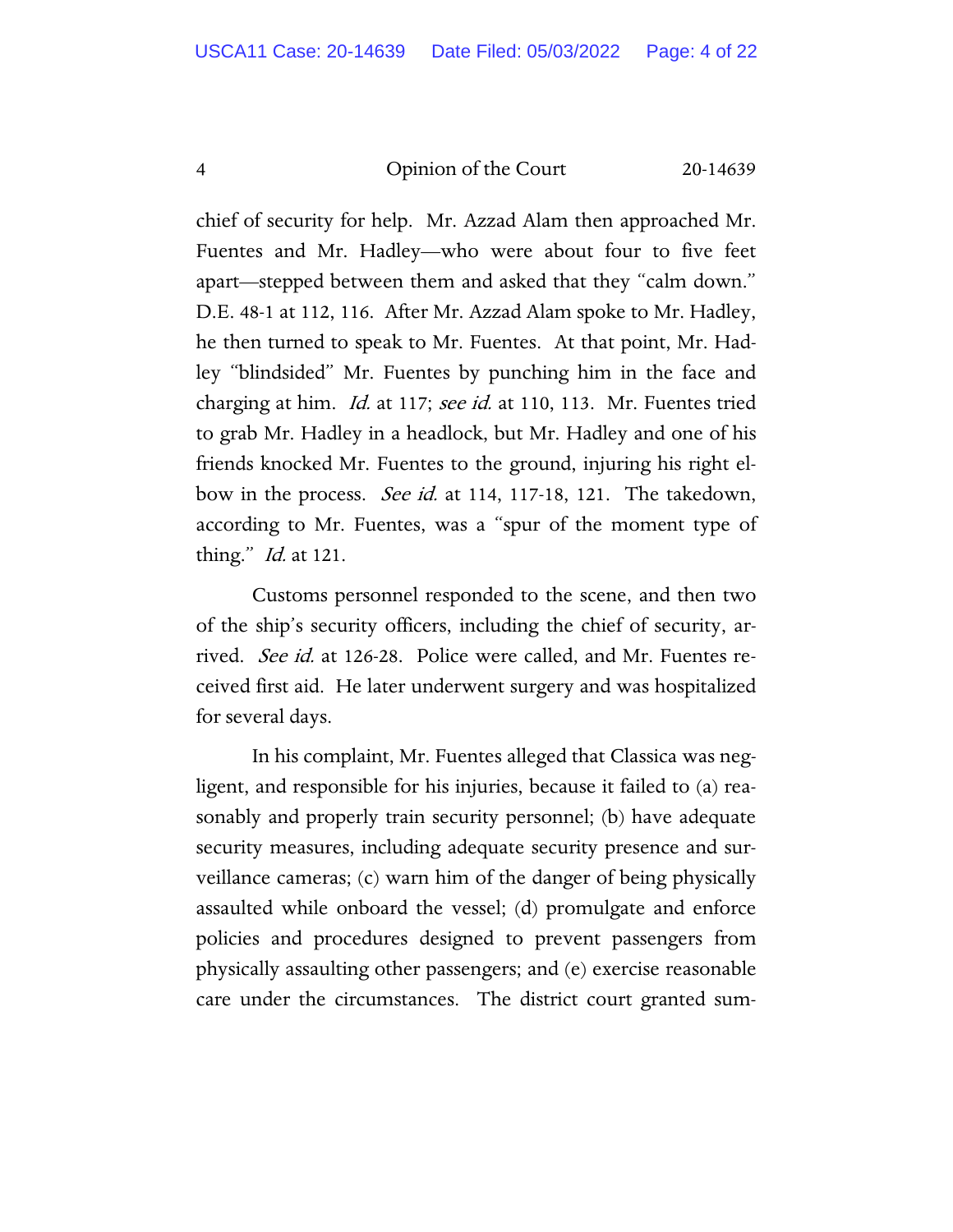chief of security for help. Mr. Azzad Alam then approached Mr. Fuentes and Mr. Hadley—who were about four to five feet apart—stepped between them and asked that they "calm down." D.E. 48-1 at 112, 116. After Mr. Azzad Alam spoke to Mr. Hadley, he then turned to speak to Mr. Fuentes. At that point, Mr. Hadley "blindsided" Mr. Fuentes by punching him in the face and charging at him. *Id.* at 117; *see id.* at 110, 113. Mr. Fuentes tried to grab Mr. Hadley in a headlock, but Mr. Hadley and one of his friends knocked Mr. Fuentes to the ground, injuring his right elbow in the process. *See id.* at 114, 117-18, 121. The takedown, according to Mr. Fuentes, was a "spur of the moment type of thing." *Id.* at 121.

Customs personnel responded to the scene, and then two of the ship's security officers, including the chief of security, arrived. *See id.* at 126-28. Police were called, and Mr. Fuentes received first aid. He later underwent surgery and was hospitalized for several days.

In his complaint, Mr. Fuentes alleged that Classica was negligent, and responsible for his injuries, because it failed to (a) reasonably and properly train security personnel; (b) have adequate security measures, including adequate security presence and surveillance cameras; (c) warn him of the danger of being physically assaulted while onboard the vessel; (d) promulgate and enforce policies and procedures designed to prevent passengers from physically assaulting other passengers; and (e) exercise reasonable care under the circumstances. The district court granted sum-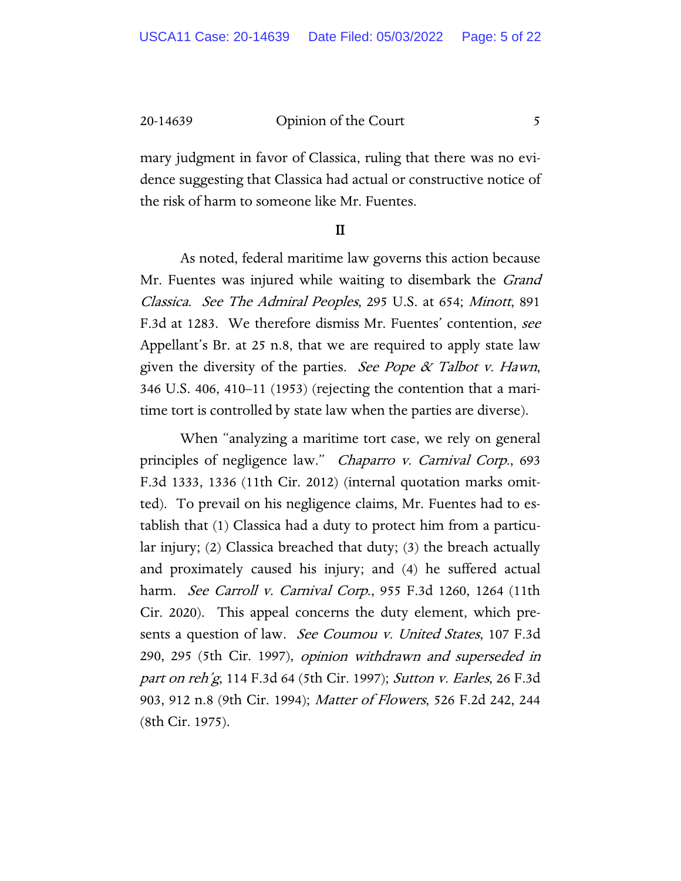mary judgment in favor of Classica, ruling that there was no evidence suggesting that Classica had actual or constructive notice of the risk of harm to someone like Mr. Fuentes.

## II

As noted, federal maritime law governs this action because Mr. Fuentes was injured while waiting to disembark the *Grand Classica*. *See The Admiral Peoples*, 295 U.S. at 654; *Minott*, 891 F.3d at 1283. We therefore dismiss Mr. Fuentes' contention, *see* Appellant's Br. at 25 n.8, that we are required to apply state law given the diversity of the parties. *See Pope & Talbot v. Hawn*, 346 U.S. 406, 410–11 (1953) (rejecting the contention that a maritime tort is controlled by state law when the parties are diverse).

When "analyzing a maritime tort case, we rely on general principles of negligence law." *Chaparro v. Carnival Corp.*, 693 F.3d 1333, 1336 (11th Cir. 2012) (internal quotation marks omitted). To prevail on his negligence claims, Mr. Fuentes had to establish that (1) Classica had a duty to protect him from a particular injury; (2) Classica breached that duty; (3) the breach actually and proximately caused his injury; and (4) he suffered actual harm. *See Carroll v. Carnival Corp.*, 955 F.3d 1260, 1264 (11th Cir. 2020). This appeal concerns the duty element, which presents a question of law. *See Coumou v. United States*, 107 F.3d 290, 295 (5th Cir. 1997), *opinion withdrawn and superseded in part on reh'g*, 114 F.3d 64 (5th Cir. 1997); *Sutton v. Earles*, 26 F.3d 903, 912 n.8 (9th Cir. 1994); *Matter of Flowers*, 526 F.2d 242, 244 (8th Cir. 1975).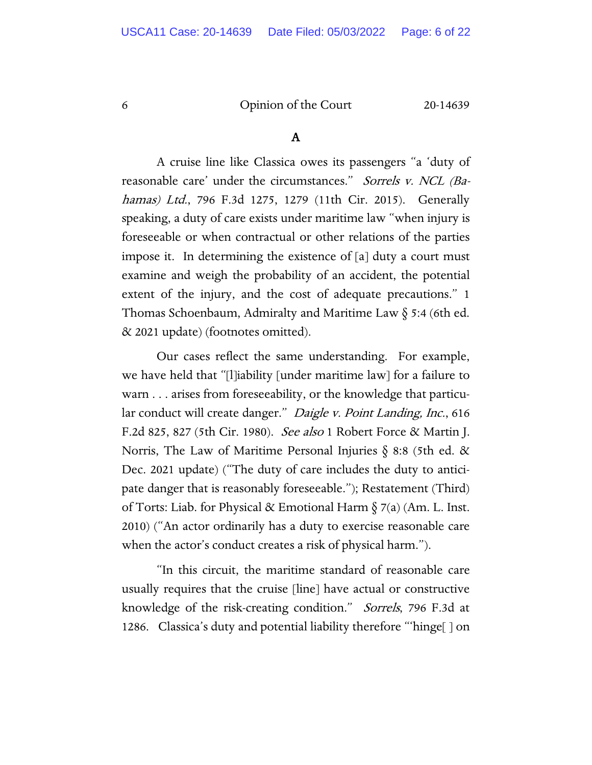## A

A cruise line like Classica owes its passengers "a 'duty of reasonable care' under the circumstances." *Sorrels v. NCL (Bahamas) Ltd.*, 796 F.3d 1275, 1279 (11th Cir. 2015). Generally speaking, a duty of care exists under maritime law "when injury is foreseeable or when contractual or other relations of the parties impose it. In determining the existence of [a] duty a court must examine and weigh the probability of an accident, the potential extent of the injury, and the cost of adequate precautions." 1 Thomas Schoenbaum, Admiralty and Maritime Law § 5:4 (6th ed. & 2021 update) (footnotes omitted).

Our cases reflect the same understanding. For example, we have held that "[l]iability [under maritime law] for a failure to warn . . . arises from foreseeability, or the knowledge that particular conduct will create danger." *Daigle v. Point Landing, Inc.*, 616 F.2d 825, 827 (5th Cir. 1980). *See also* 1 Robert Force & Martin J. Norris, The Law of Maritime Personal Injuries § 8:8 (5th ed. & Dec. 2021 update) ("The duty of care includes the duty to anticipate danger that is reasonably foreseeable."); Restatement (Third) of Torts: Liab. for Physical & Emotional Harm § 7(a) (Am. L. Inst. 2010) ("An actor ordinarily has a duty to exercise reasonable care when the actor's conduct creates a risk of physical harm.").

"In this circuit, the maritime standard of reasonable care usually requires that the cruise [line] have actual or constructive knowledge of the risk-creating condition." *Sorrels*, 796 F.3d at 1286. Classica's duty and potential liability therefore "'hinge[ ] on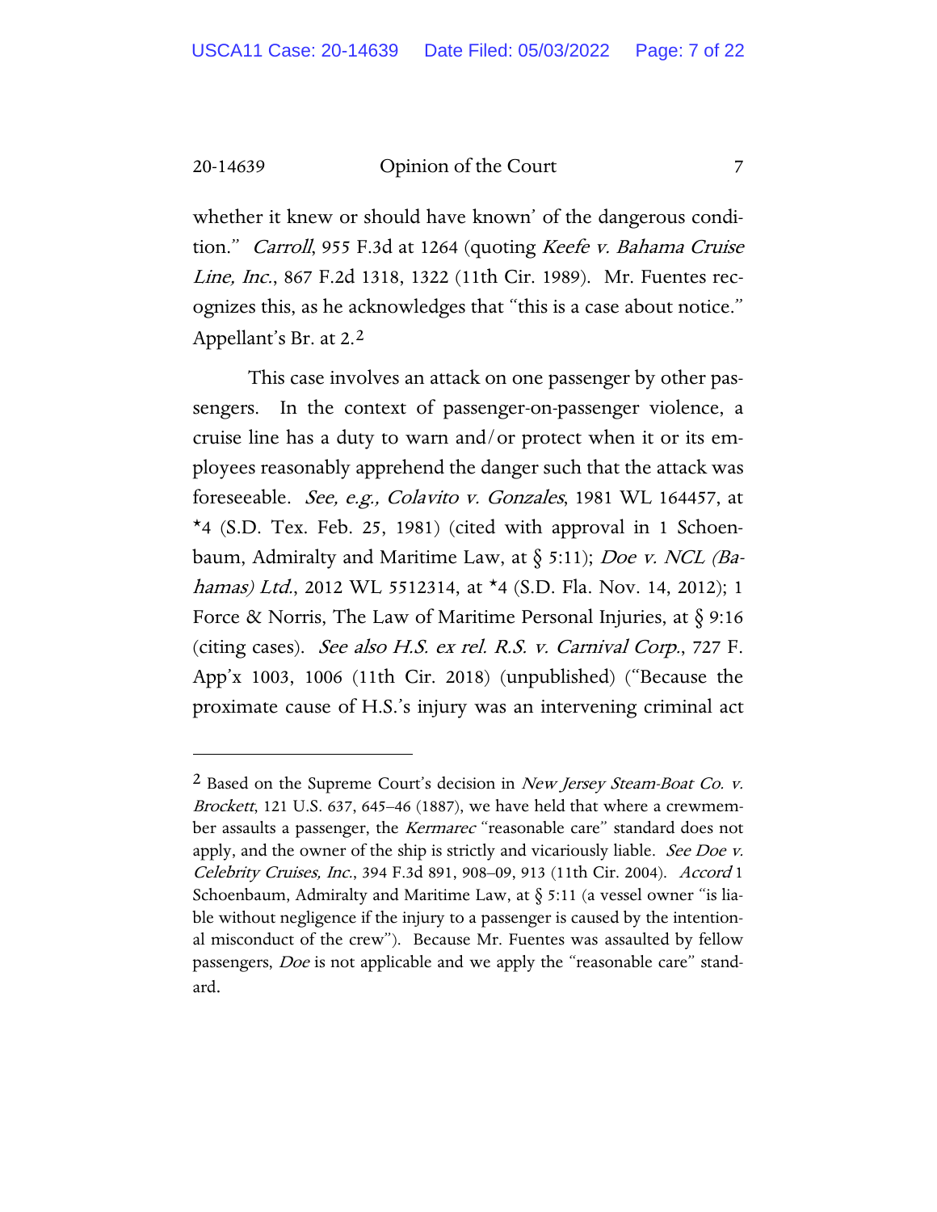whether it knew or should have known' of the dangerous condition." *Carroll*, 955 F.3d at 1264 (quoting *Keefe v. Bahama Cruise Line, Inc.*, 867 F.2d 1318, 1322 (11th Cir. 1989). Mr. Fuentes recognizes this, as he acknowledges that "this is a case about notice." Appellant's Br. at 2.[2]

This case involves an attack on one passenger by other passengers. In the context of passenger-on-passenger violence, a cruise line has a duty to warn and/or protect when it or its employees reasonably apprehend the danger such that the attack was foreseeable. *See, e.g., Colavito v. Gonzales*, 1981 WL 164457, at *4 (S.D. Tex. Feb. 25, 1981) (cited with approval in 1 Schoenbaum, Admiralty and Maritime Law, at § 5:11); *Doe v. NCL (Bahamas) Ltd.*, 2012 WL 5512314, at *4 (S.D. Fla. Nov. 14, 2012); 1 Force & Norris, The Law of Maritime Personal Injuries, at § 9:16 (citing cases). *See also H.S. ex rel. R.S. v. Carnival Corp.*, 727 F. App'x 1003, 1006 (11th Cir. 2018) (unpublished) ("Because the proximate cause of H.S.'s injury was an intervening criminal act

---

[2] Based on the Supreme Court's decision in *New Jersey Steam-Boat Co. v. Brockett*, 121 U.S. 637, 645–46 (1887), we have held that where a crewmember assaults a passenger, the *Kermarec* "reasonable care" standard does not apply, and the owner of the ship is strictly and vicariously liable. *See Doe v. Celebrity Cruises, Inc.*, 394 F.3d 891, 908–09, 913 (11th Cir. 2004). *Accord* 1 Schoenbaum, Admiralty and Maritime Law, at § 5:11 (a vessel owner "is liable without negligence if the injury to a passenger is caused by the intentional misconduct of the crew"). Because Mr. Fuentes was assaulted by fellow passengers, *Doe* is not applicable and we apply the "reasonable care" standard.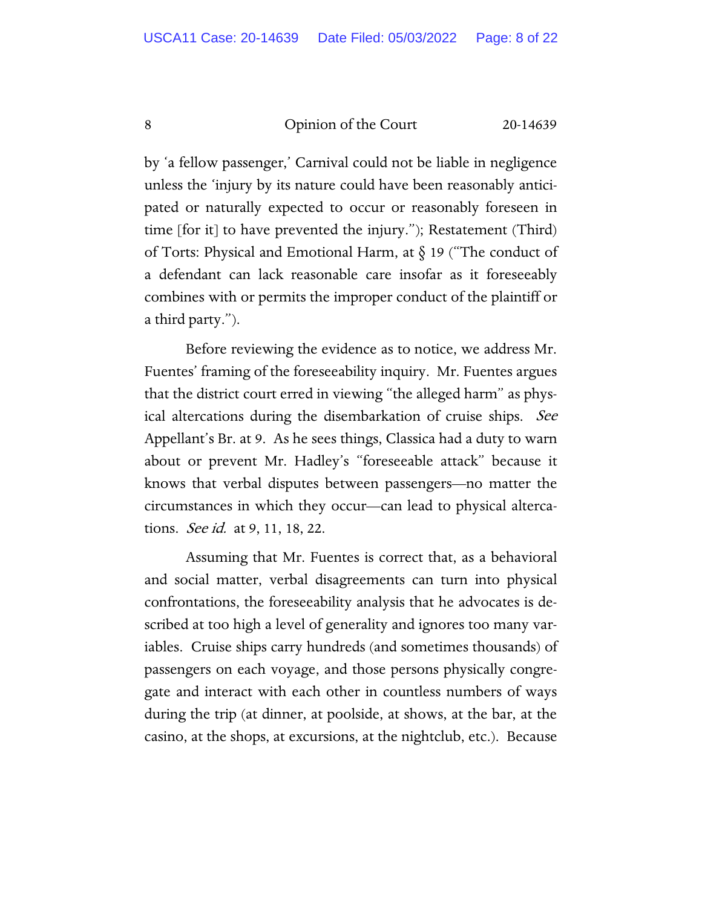by 'a fellow passenger,' Carnival could not be liable in negligence unless the 'injury by its nature could have been reasonably anticipated or naturally expected to occur or reasonably foreseen in time [for it] to have prevented the injury."); Restatement (Third) of Torts: Physical and Emotional Harm, at § 19 ("The conduct of a defendant can lack reasonable care insofar as it foreseeably combines with or permits the improper conduct of the plaintiff or a third party.").

Before reviewing the evidence as to notice, we address Mr. Fuentes' framing of the foreseeability inquiry. Mr. Fuentes argues that the district court erred in viewing "the alleged harm" as physical altercations during the disembarkation of cruise ships. *See* Appellant's Br. at 9. As he sees things, Classica had a duty to warn about or prevent Mr. Hadley's "foreseeable attack" because it knows that verbal disputes between passengers—no matter the circumstances in which they occur—can lead to physical altercations. *See id.* at 9, 11, 18, 22.

Assuming that Mr. Fuentes is correct that, as a behavioral and social matter, verbal disagreements can turn into physical confrontations, the foreseeability analysis that he advocates is described at too high a level of generality and ignores too many variables. Cruise ships carry hundreds (and sometimes thousands) of passengers on each voyage, and those persons physically congregate and interact with each other in countless numbers of ways during the trip (at dinner, at poolside, at shows, at the bar, at the casino, at the shops, at excursions, at the nightclub, etc.). Because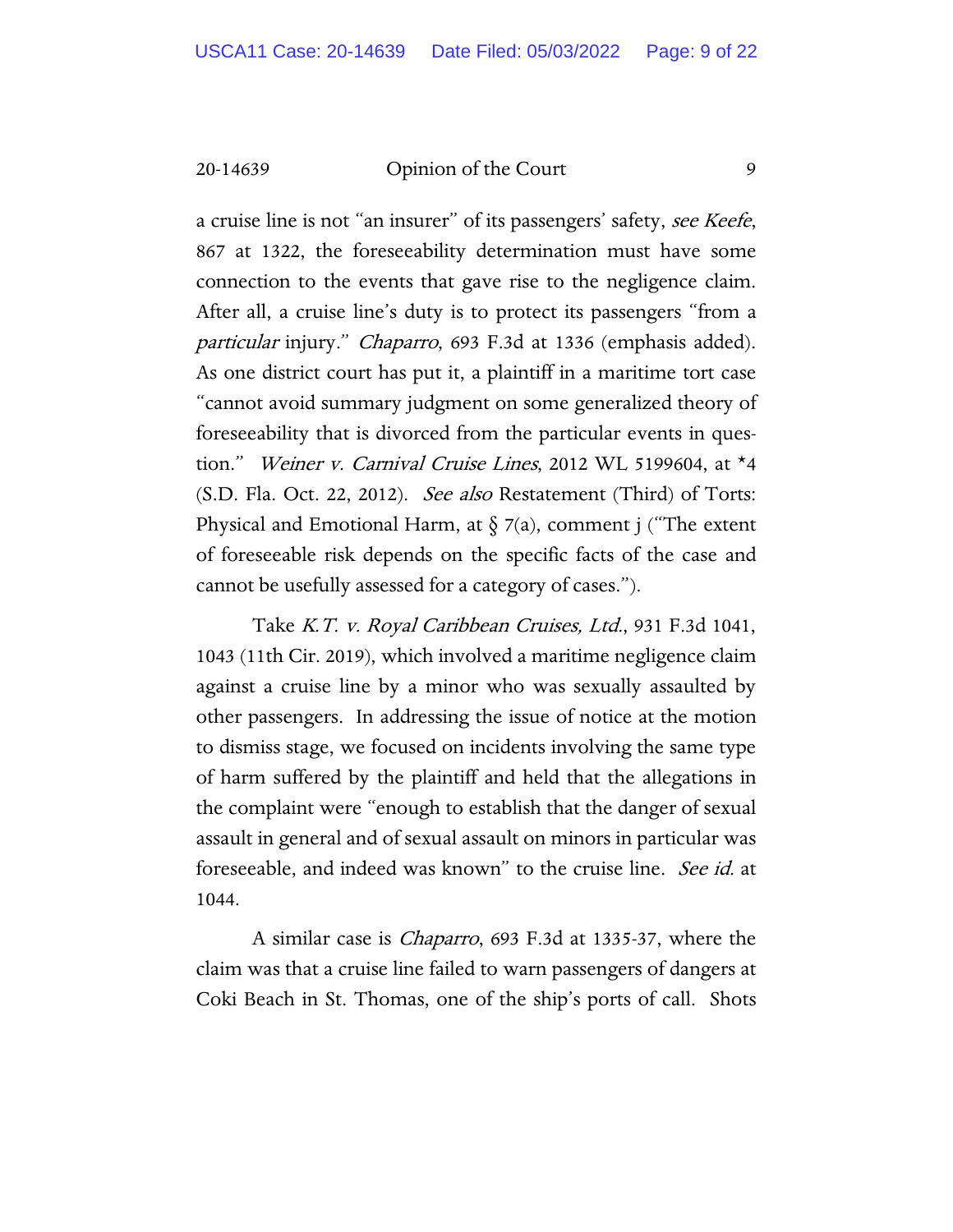a cruise line is not "an insurer" of its passengers' safety, *see Keefe*, 867 at 1322, the foreseeability determination must have some connection to the events that gave rise to the negligence claim. After all, a cruise line's duty is to protect its passengers "from a *particular* injury." *Chaparro*, 693 F.3d at 1336 (emphasis added). As one district court has put it, a plaintiff in a maritime tort case "cannot avoid summary judgment on some generalized theory of foreseeability that is divorced from the particular events in question." *Weiner v. Carnival Cruise Lines*, 2012 WL 5199604, at *4 (S.D. Fla. Oct. 22, 2012). *See also* Restatement (Third) of Torts: Physical and Emotional Harm, at § 7(a), comment j ("The extent of foreseeable risk depends on the specific facts of the case and cannot be usefully assessed for a category of cases.").

Take *K.T. v. Royal Caribbean Cruises, Ltd.*, 931 F.3d 1041, 1043 (11th Cir. 2019), which involved a maritime negligence claim against a cruise line by a minor who was sexually assaulted by other passengers. In addressing the issue of notice at the motion to dismiss stage, we focused on incidents involving the same type of harm suffered by the plaintiff and held that the allegations in the complaint were "enough to establish that the danger of sexual assault in general and of sexual assault on minors in particular was foreseeable, and indeed was known" to the cruise line. *See id.* at 1044.

A similar case is *Chaparro*, 693 F.3d at 1335-37, where the claim was that a cruise line failed to warn passengers of dangers at Coki Beach in St. Thomas, one of the ship's ports of call. Shots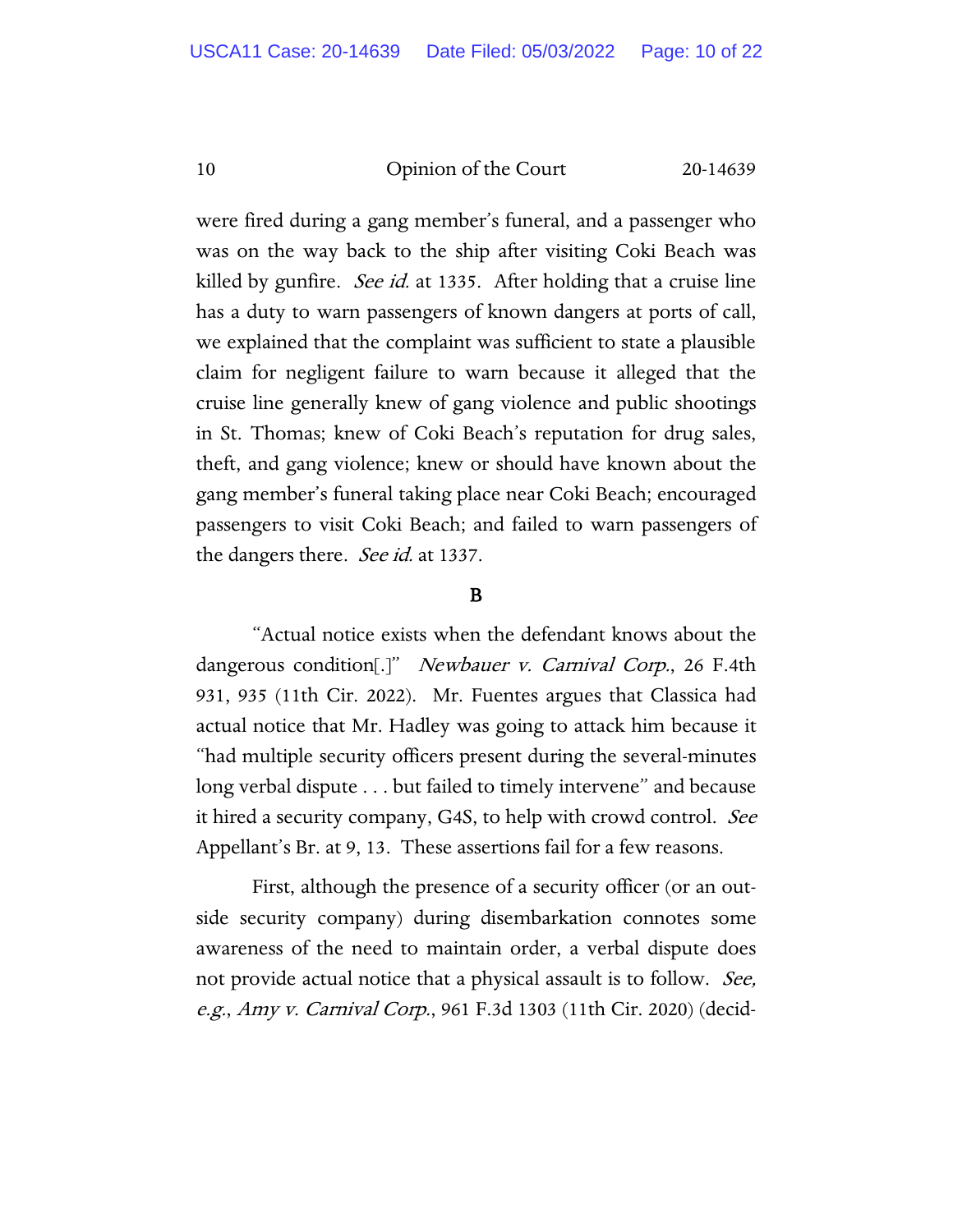were fired during a gang member's funeral, and a passenger who was on the way back to the ship after visiting Coki Beach was killed by gunfire. *See id.* at 1335. After holding that a cruise line has a duty to warn passengers of known dangers at ports of call, we explained that the complaint was sufficient to state a plausible claim for negligent failure to warn because it alleged that the cruise line generally knew of gang violence and public shootings in St. Thomas; knew of Coki Beach's reputation for drug sales, theft, and gang violence; knew or should have known about the gang member's funeral taking place near Coki Beach; encouraged passengers to visit Coki Beach; and failed to warn passengers of the dangers there. *See id.* at 1337.

## B

"Actual notice exists when the defendant knows about the dangerous condition[.]" *Newbauer v. Carnival Corp.*, 26 F.4th 931, 935 (11th Cir. 2022). Mr. Fuentes argues that Classica had actual notice that Mr. Hadley was going to attack him because it "had multiple security officers present during the several-minutes long verbal dispute . . . but failed to timely intervene" and because it hired a security company, G4S, to help with crowd control. *See* Appellant's Br. at 9, 13. These assertions fail for a few reasons.

First, although the presence of a security officer (or an outside security company) during disembarkation connotes some awareness of the need to maintain order, a verbal dispute does not provide actual notice that a physical assault is to follow. *See, e.g.*, *Amy v. Carnival Corp.*, 961 F.3d 1303 (11th Cir. 2020) (decid-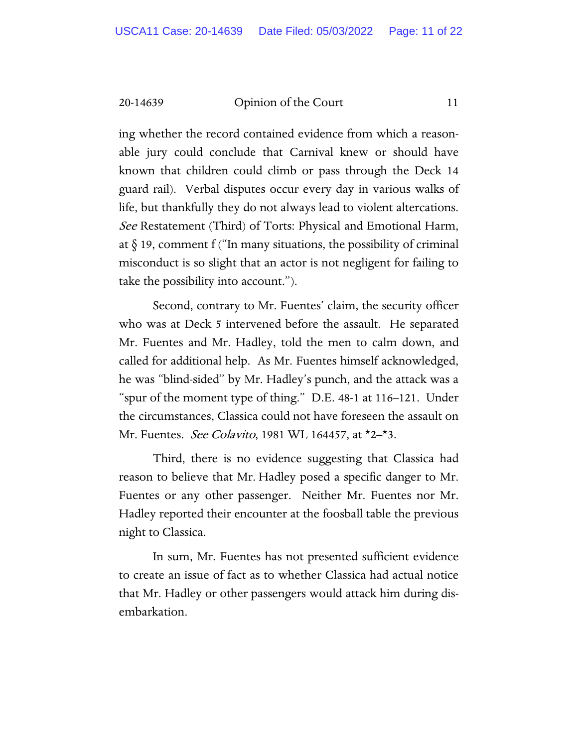ing whether the record contained evidence from which a reasonable jury could conclude that Carnival knew or should have known that children could climb or pass through the Deck 14 guard rail). Verbal disputes occur every day in various walks of life, but thankfully they do not always lead to violent altercations. *See* Restatement (Third) of Torts: Physical and Emotional Harm, at § 19, comment f ("In many situations, the possibility of criminal misconduct is so slight that an actor is not negligent for failing to take the possibility into account.").

Second, contrary to Mr. Fuentes' claim, the security officer who was at Deck 5 intervened before the assault. He separated Mr. Fuentes and Mr. Hadley, told the men to calm down, and called for additional help. As Mr. Fuentes himself acknowledged, he was "blind-sided" by Mr. Hadley's punch, and the attack was a "spur of the moment type of thing." D.E. 48-1 at 116–121. Under the circumstances, Classica could not have foreseen the assault on Mr. Fuentes. *See Colavito*, 1981 WL 164457, at *2–*3.

Third, there is no evidence suggesting that Classica had reason to believe that Mr. Hadley posed a specific danger to Mr. Fuentes or any other passenger. Neither Mr. Fuentes nor Mr. Hadley reported their encounter at the foosball table the previous night to Classica.

In sum, Mr. Fuentes has not presented sufficient evidence to create an issue of fact as to whether Classica had actual notice that Mr. Hadley or other passengers would attack him during disembarkation.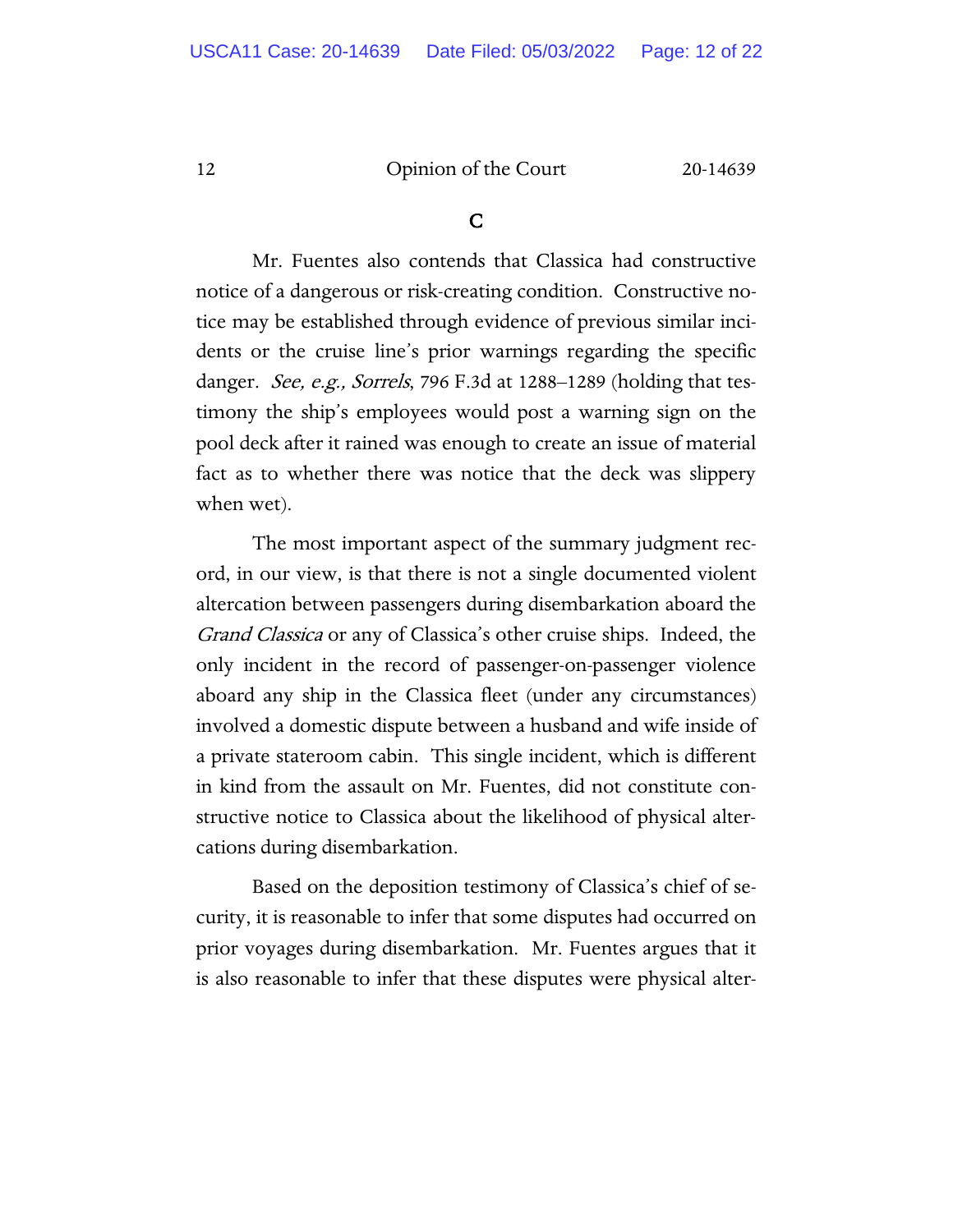### C

Mr. Fuentes also contends that Classica had constructive notice of a dangerous or risk-creating condition. Constructive notice may be established through evidence of previous similar incidents or the cruise line's prior warnings regarding the specific danger. *See, e.g., Sorrels*, 796 F.3d at 1288–1289 (holding that testimony the ship's employees would post a warning sign on the pool deck after it rained was enough to create an issue of material fact as to whether there was notice that the deck was slippery when wet).

The most important aspect of the summary judgment record, in our view, is that there is not a single documented violent altercation between passengers during disembarkation aboard the *Grand Classica* or any of Classica's other cruise ships. Indeed, the only incident in the record of passenger-on-passenger violence aboard any ship in the Classica fleet (under any circumstances) involved a domestic dispute between a husband and wife inside of a private stateroom cabin. This single incident, which is different in kind from the assault on Mr. Fuentes, did not constitute constructive notice to Classica about the likelihood of physical altercations during disembarkation.

Based on the deposition testimony of Classica's chief of security, it is reasonable to infer that some disputes had occurred on prior voyages during disembarkation. Mr. Fuentes argues that it is also reasonable to infer that these disputes were physical alter-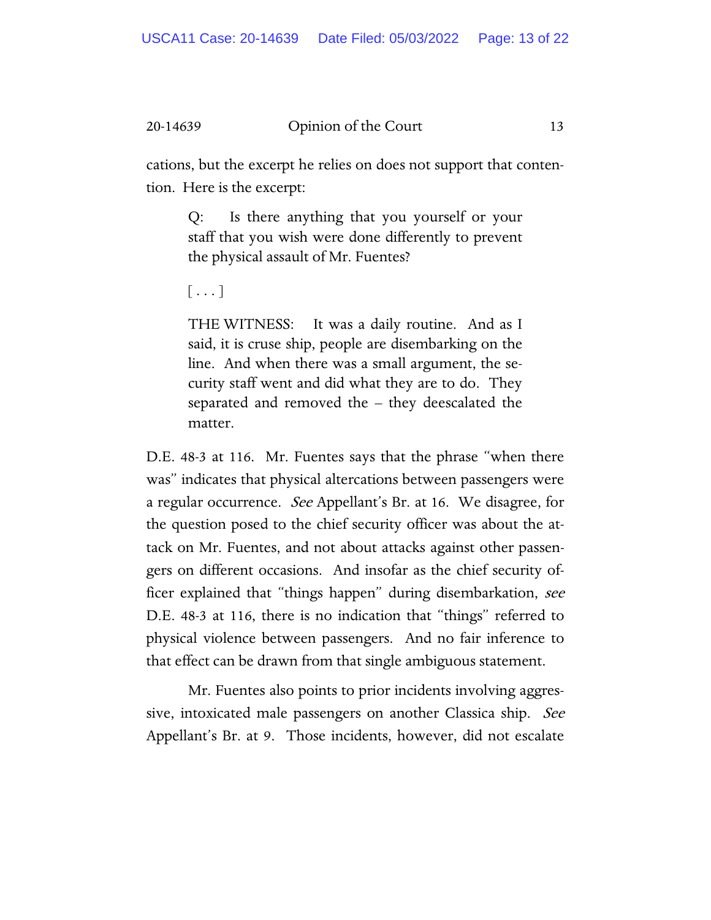cations, but the excerpt he relies on does not support that contention. Here is the excerpt:

> Q: Is there anything that you yourself or your staff that you wish were done differently to prevent the physical assault of Mr. Fuentes?
>
> [ . . . ]
>
> THE WITNESS: It was a daily routine. And as I said, it is cruse ship, people are disembarking on the line. And when there was a small argument, the security staff went and did what they are to do. They separated and removed the – they deescalated the matter.

D.E. 48-3 at 116. Mr. Fuentes says that the phrase "when there was" indicates that physical altercations between passengers were a regular occurrence. *See* Appellant's Br. at 16. We disagree, for the question posed to the chief security officer was about the attack on Mr. Fuentes, and not about attacks against other passengers on different occasions. And insofar as the chief security officer explained that "things happen" during disembarkation, *see* D.E. 48-3 at 116, there is no indication that "things" referred to physical violence between passengers. And no fair inference to that effect can be drawn from that single ambiguous statement.

Mr. Fuentes also points to prior incidents involving aggressive, intoxicated male passengers on another Classica ship. *See* Appellant's Br. at 9. Those incidents, however, did not escalate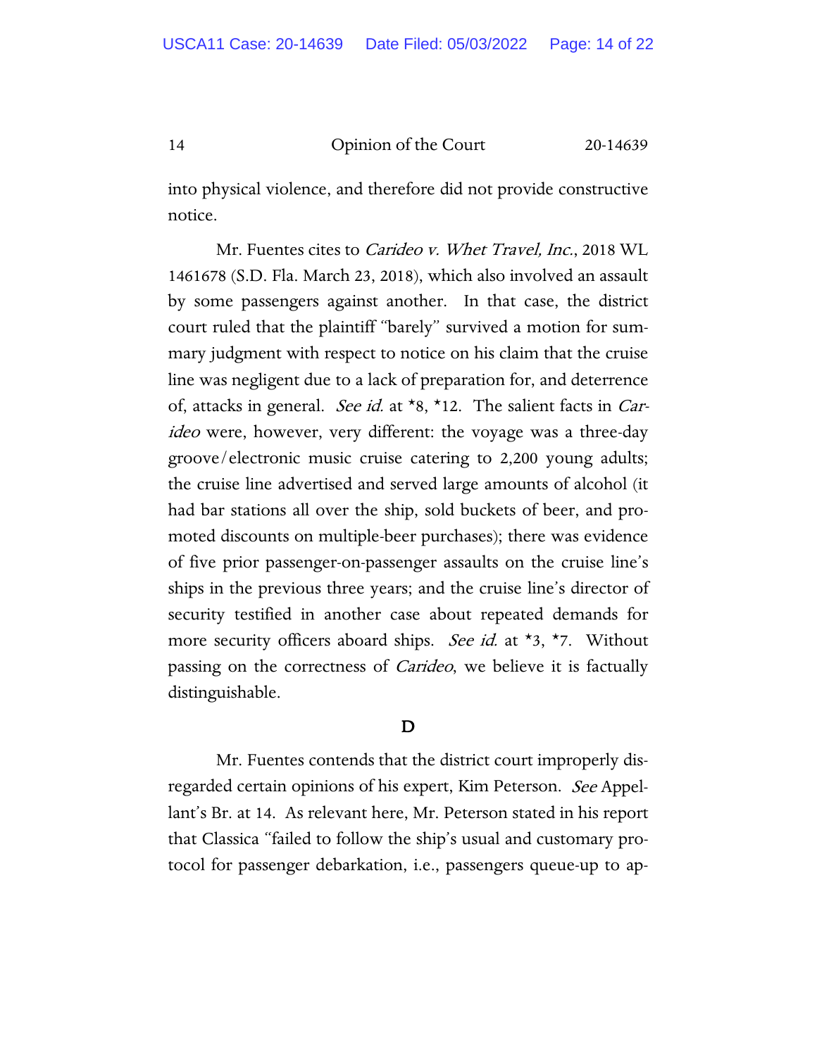into physical violence, and therefore did not provide constructive notice.

Mr. Fuentes cites to *Carideo v. Whet Travel, Inc.*, 2018 WL 1461678 (S.D. Fla. March 23, 2018), which also involved an assault by some passengers against another. In that case, the district court ruled that the plaintiff "barely" survived a motion for summary judgment with respect to notice on his claim that the cruise line was negligent due to a lack of preparation for, and deterrence of, attacks in general. *See id.* at *8, *12. The salient facts in *Carideo* were, however, very different: the voyage was a three-day groove/electronic music cruise catering to 2,200 young adults; the cruise line advertised and served large amounts of alcohol (it had bar stations all over the ship, sold buckets of beer, and promoted discounts on multiple-beer purchases); there was evidence of five prior passenger-on-passenger assaults on the cruise line's ships in the previous three years; and the cruise line's director of security testified in another case about repeated demands for more security officers aboard ships. *See id.* at *3, *7. Without passing on the correctness of *Carideo*, we believe it is factually distinguishable.

### D

Mr. Fuentes contends that the district court improperly disregarded certain opinions of his expert, Kim Peterson. *See* Appellant's Br. at 14. As relevant here, Mr. Peterson stated in his report that Classica "failed to follow the ship's usual and customary protocol for passenger debarkation, i.e., passengers queue-up to ap-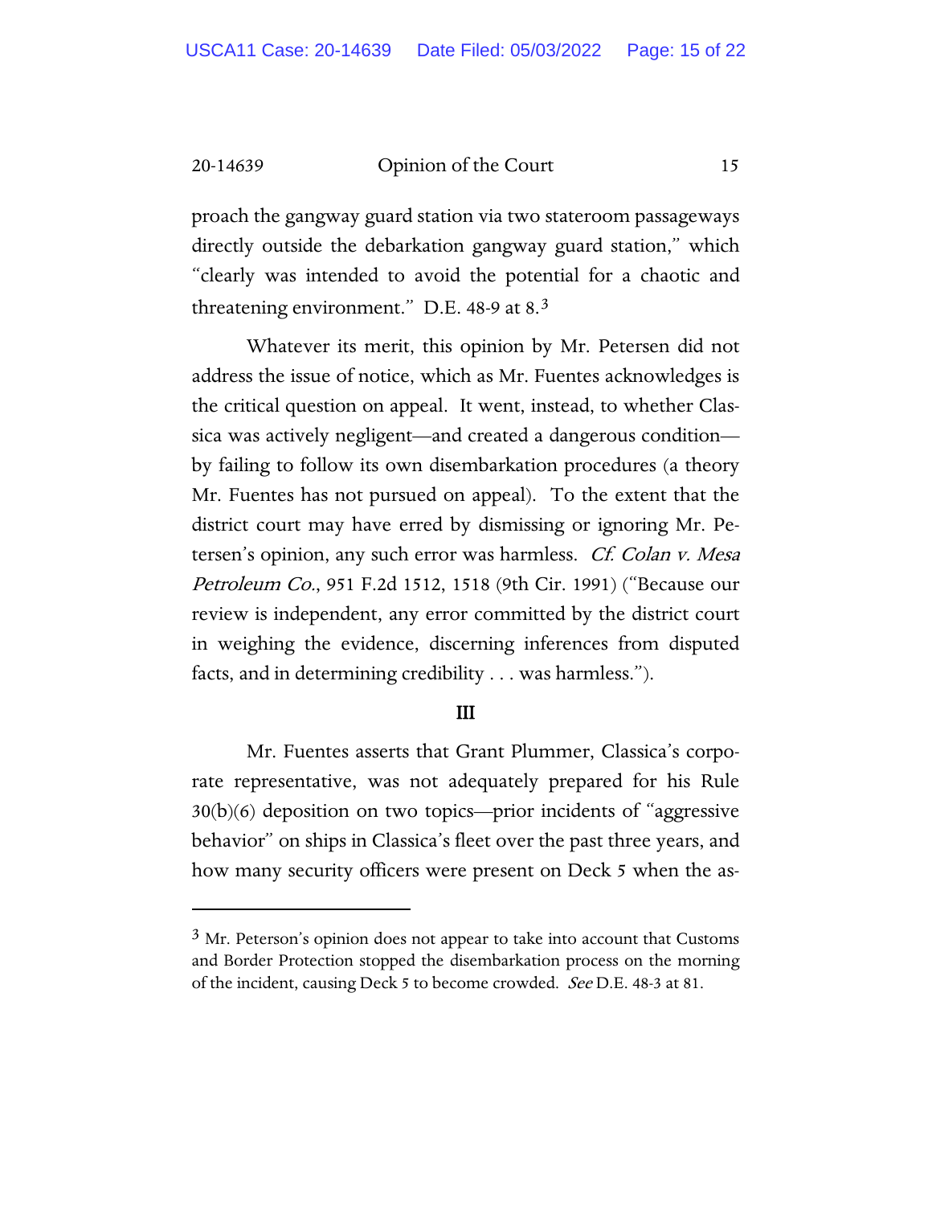proach the gangway guard station via two stateroom passageways directly outside the debarkation gangway guard station," which "clearly was intended to avoid the potential for a chaotic and threatening environment." D.E. 48-9 at 8.[3]

Whatever its merit, this opinion by Mr. Petersen did not address the issue of notice, which as Mr. Fuentes acknowledges is the critical question on appeal. It went, instead, to whether Classica was actively negligent—and created a dangerous condition—by failing to follow its own disembarkation procedures (a theory Mr. Fuentes has not pursued on appeal). To the extent that the district court may have erred by dismissing or ignoring Mr. Petersen's opinion, any such error was harmless. *Cf. Colan v. Mesa Petroleum Co.*, 951 F.2d 1512, 1518 (9th Cir. 1991) ("Because our review is independent, any error committed by the district court in weighing the evidence, discerning inferences from disputed facts, and in determining credibility . . . was harmless.").

## III

Mr. Fuentes asserts that Grant Plummer, Classica's corporate representative, was not adequately prepared for his Rule 30(b)(6) deposition on two topics—prior incidents of "aggressive behavior" on ships in Classica's fleet over the past three years, and how many security officers were present on Deck 5 when the as-

---

[3] Mr. Peterson's opinion does not appear to take into account that Customs and Border Protection stopped the disembarkation process on the morning of the incident, causing Deck 5 to become crowded. *See* D.E. 48-3 at 81.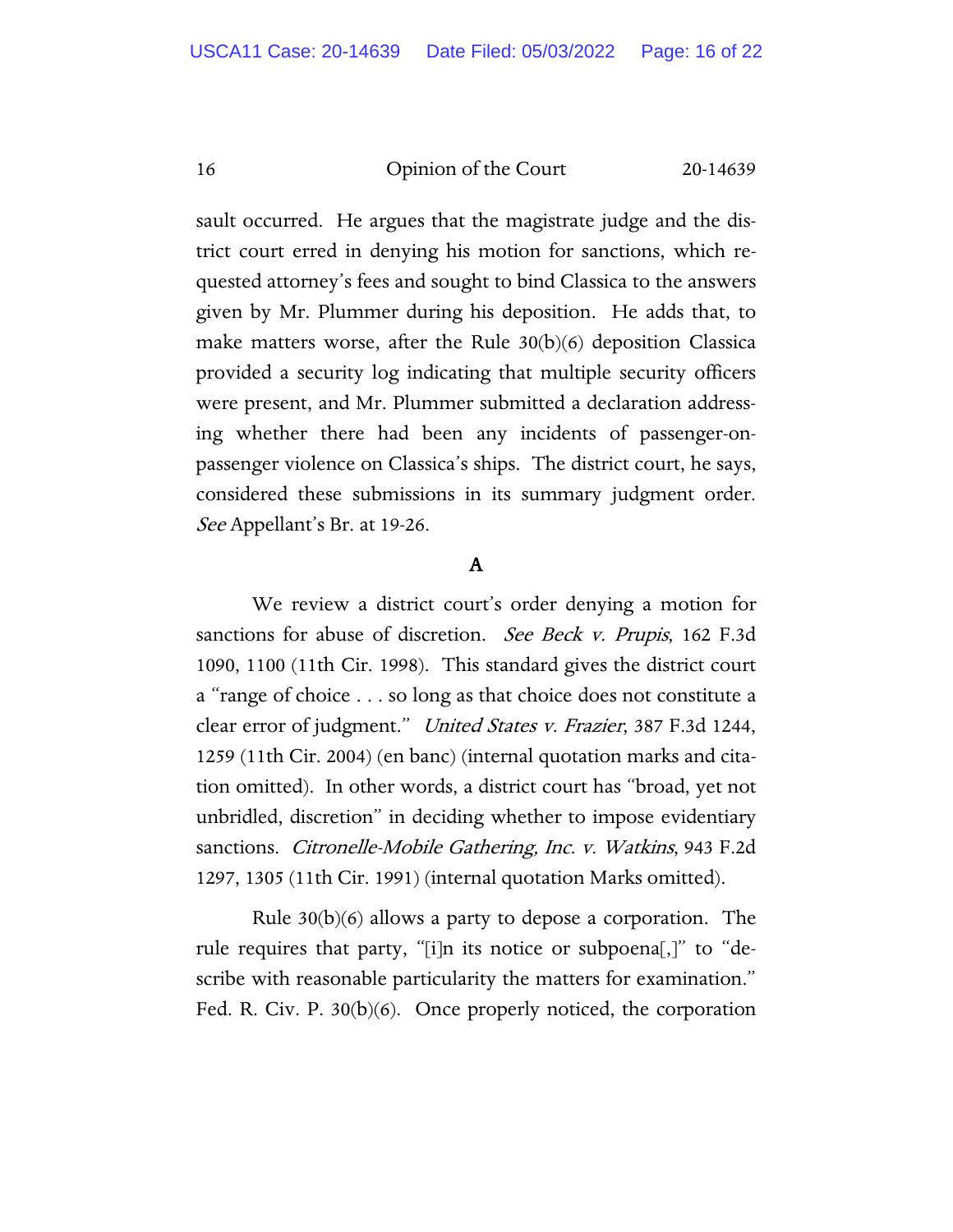sault occurred. He argues that the magistrate judge and the district court erred in denying his motion for sanctions, which requested attorney's fees and sought to bind Classica to the answers given by Mr. Plummer during his deposition. He adds that, to make matters worse, after the Rule 30(b)(6) deposition Classica provided a security log indicating that multiple security officers were present, and Mr. Plummer submitted a declaration addressing whether there had been any incidents of passenger-on-passenger violence on Classica's ships. The district court, he says, considered these submissions in its summary judgment order. *See* Appellant's Br. at 19-26.

### A

We review a district court's order denying a motion for sanctions for abuse of discretion. *See Beck v. Prupis*, 162 F.3d 1090, 1100 (11th Cir. 1998). This standard gives the district court a "range of choice . . . so long as that choice does not constitute a clear error of judgment." *United States v. Frazier*, 387 F.3d 1244, 1259 (11th Cir. 2004) (en banc) (internal quotation marks and citation omitted). In other words, a district court has "broad, yet not unbridled, discretion" in deciding whether to impose evidentiary sanctions. *Citronelle-Mobile Gathering, Inc. v. Watkins*, 943 F.2d 1297, 1305 (11th Cir. 1991) (internal quotation Marks omitted).

Rule 30(b)(6) allows a party to depose a corporation. The rule requires that party, "[i]n its notice or subpoena[,]" to "describe with reasonable particularity the matters for examination." Fed. R. Civ. P. 30(b)(6). Once properly noticed, the corporation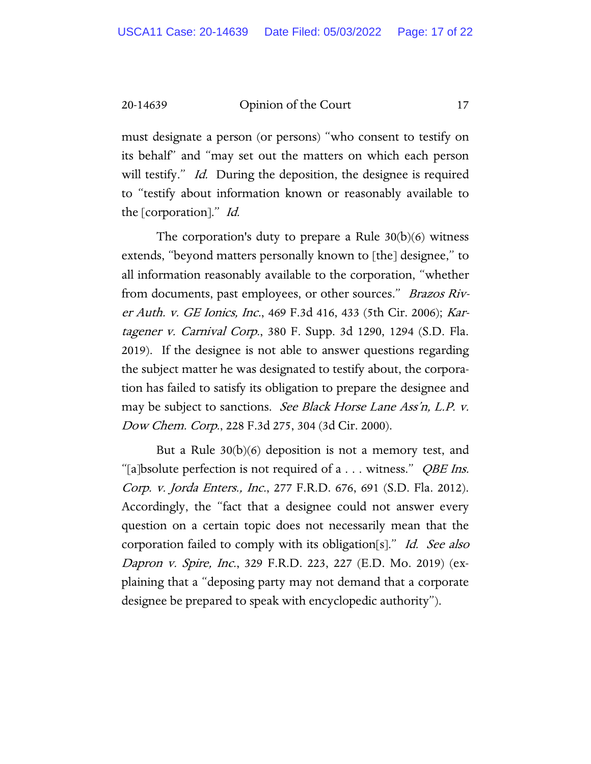must designate a person (or persons) "who consent to testify on its behalf" and "may set out the matters on which each person will testify." *Id.* During the deposition, the designee is required to "testify about information known or reasonably available to the [corporation]." *Id.*

The corporation's duty to prepare a Rule 30(b)(6) witness extends, "beyond matters personally known to [the] designee," to all information reasonably available to the corporation, "whether from documents, past employees, or other sources." *Brazos River Auth. v. GE Ionics, Inc.*, 469 F.3d 416, 433 (5th Cir. 2006); *Kartagener v. Carnival Corp.*, 380 F. Supp. 3d 1290, 1294 (S.D. Fla. 2019). If the designee is not able to answer questions regarding the subject matter he was designated to testify about, the corporation has failed to satisfy its obligation to prepare the designee and may be subject to sanctions. *See Black Horse Lane Ass'n, L.P. v. Dow Chem. Corp.*, 228 F.3d 275, 304 (3d Cir. 2000).

But a Rule 30(b)(6) deposition is not a memory test, and "[a]bsolute perfection is not required of a . . . witness." *QBE Ins. Corp. v. Jorda Enters., Inc.*, 277 F.R.D. 676, 691 (S.D. Fla. 2012). Accordingly, the "fact that a designee could not answer every question on a certain topic does not necessarily mean that the corporation failed to comply with its obligation[s]." *Id. See also Dapron v. Spire, Inc.*, 329 F.R.D. 223, 227 (E.D. Mo. 2019) (explaining that a "deposing party may not demand that a corporate designee be prepared to speak with encyclopedic authority").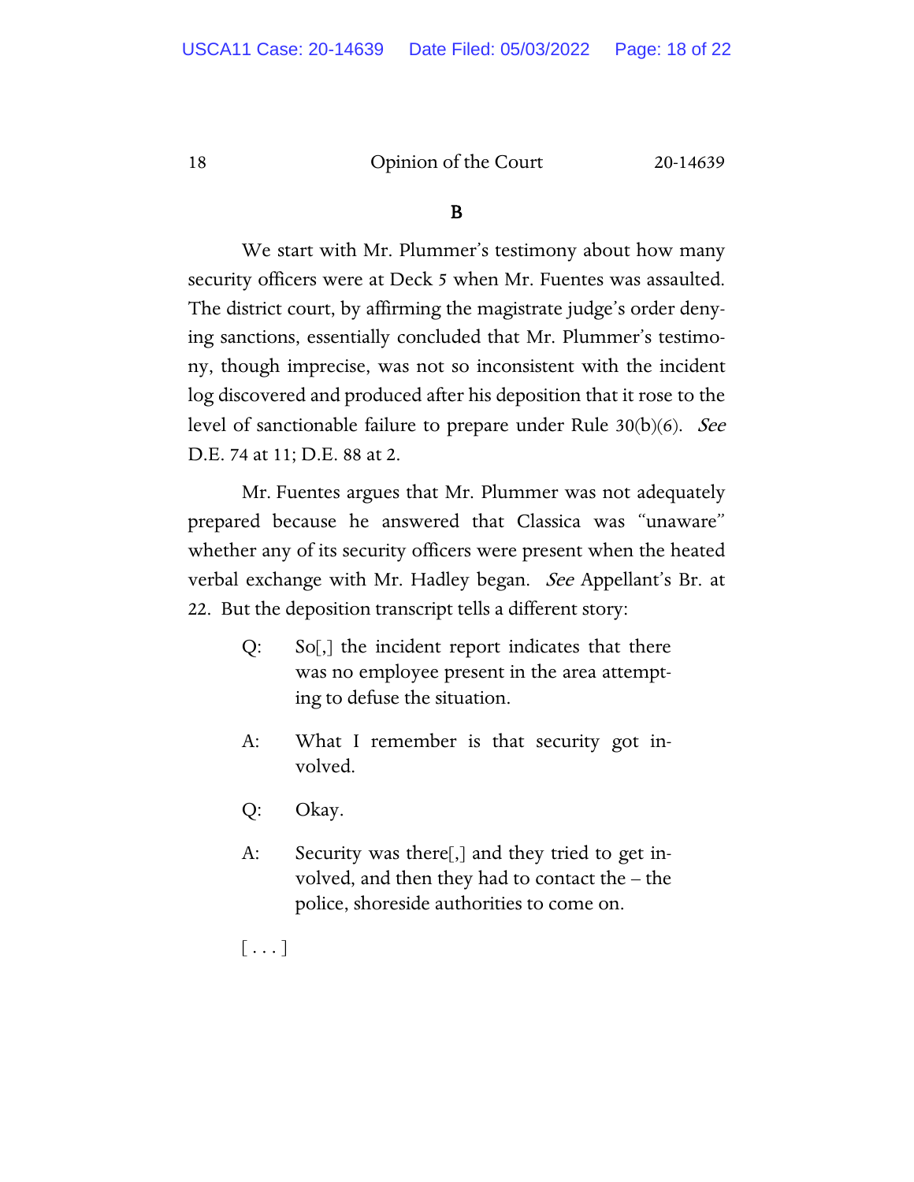## B

We start with Mr. Plummer's testimony about how many security officers were at Deck 5 when Mr. Fuentes was assaulted. The district court, by affirming the magistrate judge's order denying sanctions, essentially concluded that Mr. Plummer's testimony, though imprecise, was not so inconsistent with the incident log discovered and produced after his deposition that it rose to the level of sanctionable failure to prepare under Rule 30(b)(6). *See* D.E. 74 at 11; D.E. 88 at 2.

Mr. Fuentes argues that Mr. Plummer was not adequately prepared because he answered that Classica was "unaware" whether any of its security officers were present when the heated verbal exchange with Mr. Hadley began. *See* Appellant's Br. at 22. But the deposition transcript tells a different story:

> Q: So[,] the incident report indicates that there was no employee present in the area attempting to defuse the situation.
>
> A: What I remember is that security got involved.
>
> Q: Okay.
>
> A: Security was there[,] and they tried to get involved, and then they had to contact the – the police, shoreside authorities to come on.
>
> [ . . . ]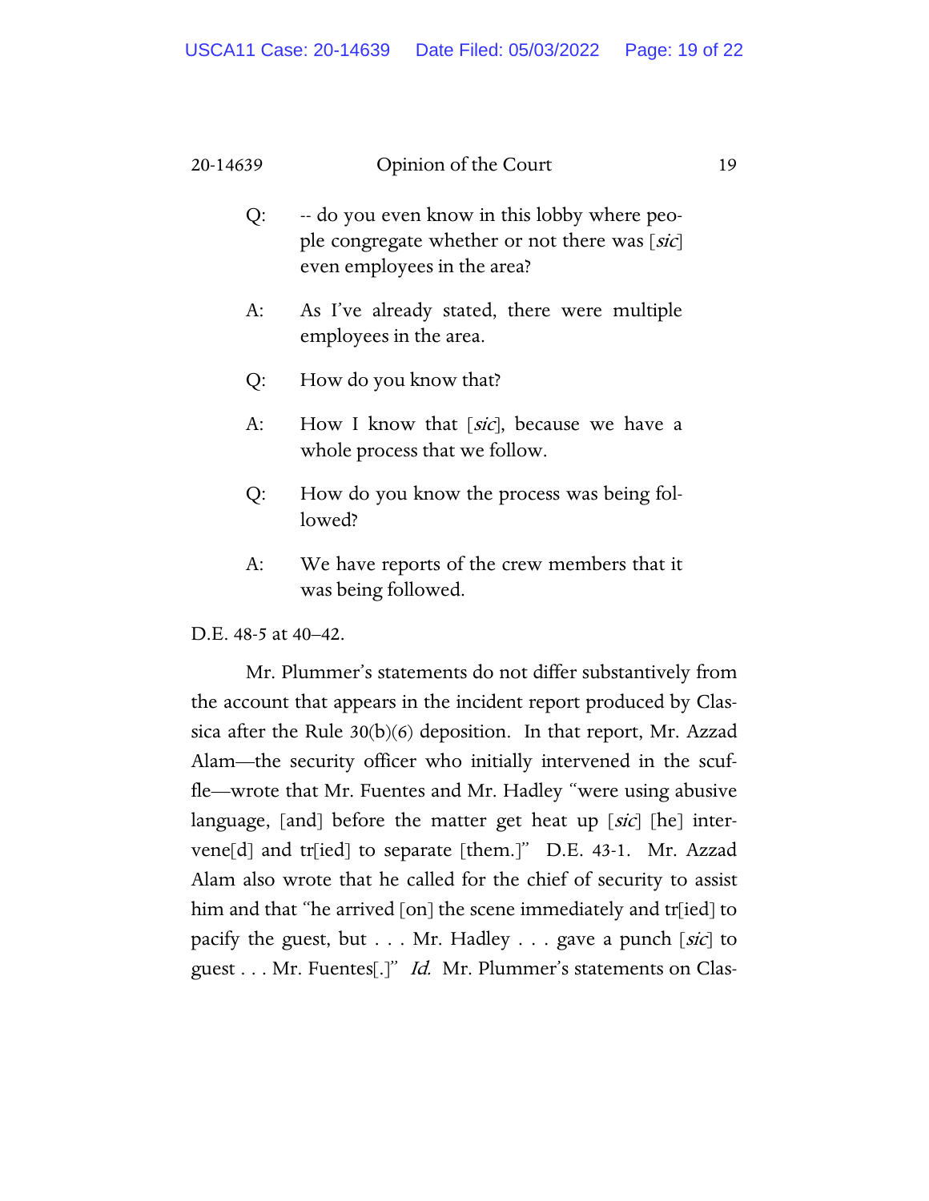Q: -- do you even know in this lobby where people congregate whether or not there was [*sic*] even employees in the area?

A: As I've already stated, there were multiple employees in the area.

Q: How do you know that?

A: How I know that [*sic*], because we have a whole process that we follow.

Q: How do you know the process was being followed?

A: We have reports of the crew members that it was being followed.

D.E. 48-5 at 40–42.

Mr. Plummer's statements do not differ substantively from the account that appears in the incident report produced by Classica after the Rule 30(b)(6) deposition. In that report, Mr. Azzad Alam—the security officer who initially intervened in the scuffle—wrote that Mr. Fuentes and Mr. Hadley "were using abusive language, [and] before the matter get heat up [*sic*] [he] intervene[d] and tr[ied] to separate [them.]" D.E. 43-1. Mr. Azzad Alam also wrote that he called for the chief of security to assist him and that "he arrived [on] the scene immediately and tr[ied] to pacify the guest, but . . . Mr. Hadley . . . gave a punch [*sic*] to guest . . . Mr. Fuentes[.]" *Id.* Mr. Plummer's statements on Clas-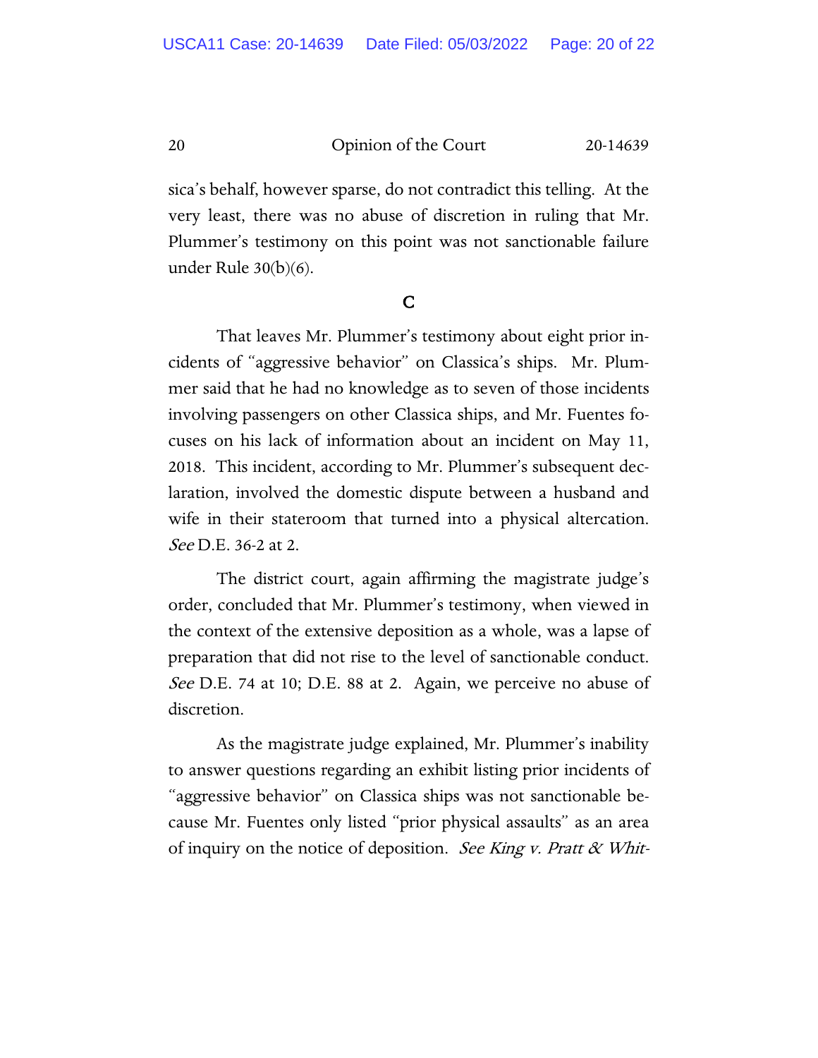sica's behalf, however sparse, do not contradict this telling. At the very least, there was no abuse of discretion in ruling that Mr. Plummer's testimony on this point was not sanctionable failure under Rule 30(b)(6).

### C

That leaves Mr. Plummer's testimony about eight prior incidents of "aggressive behavior" on Classica's ships. Mr. Plummer said that he had no knowledge as to seven of those incidents involving passengers on other Classica ships, and Mr. Fuentes focuses on his lack of information about an incident on May 11, 2018. This incident, according to Mr. Plummer's subsequent declaration, involved the domestic dispute between a husband and wife in their stateroom that turned into a physical altercation. *See* D.E. 36-2 at 2.

The district court, again affirming the magistrate judge's order, concluded that Mr. Plummer's testimony, when viewed in the context of the extensive deposition as a whole, was a lapse of preparation that did not rise to the level of sanctionable conduct. *See* D.E. 74 at 10; D.E. 88 at 2. Again, we perceive no abuse of discretion.

As the magistrate judge explained, Mr. Plummer's inability to answer questions regarding an exhibit listing prior incidents of "aggressive behavior" on Classica ships was not sanctionable because Mr. Fuentes only listed "prior physical assaults" as an area of inquiry on the notice of deposition. *See King v. Pratt & Whit-*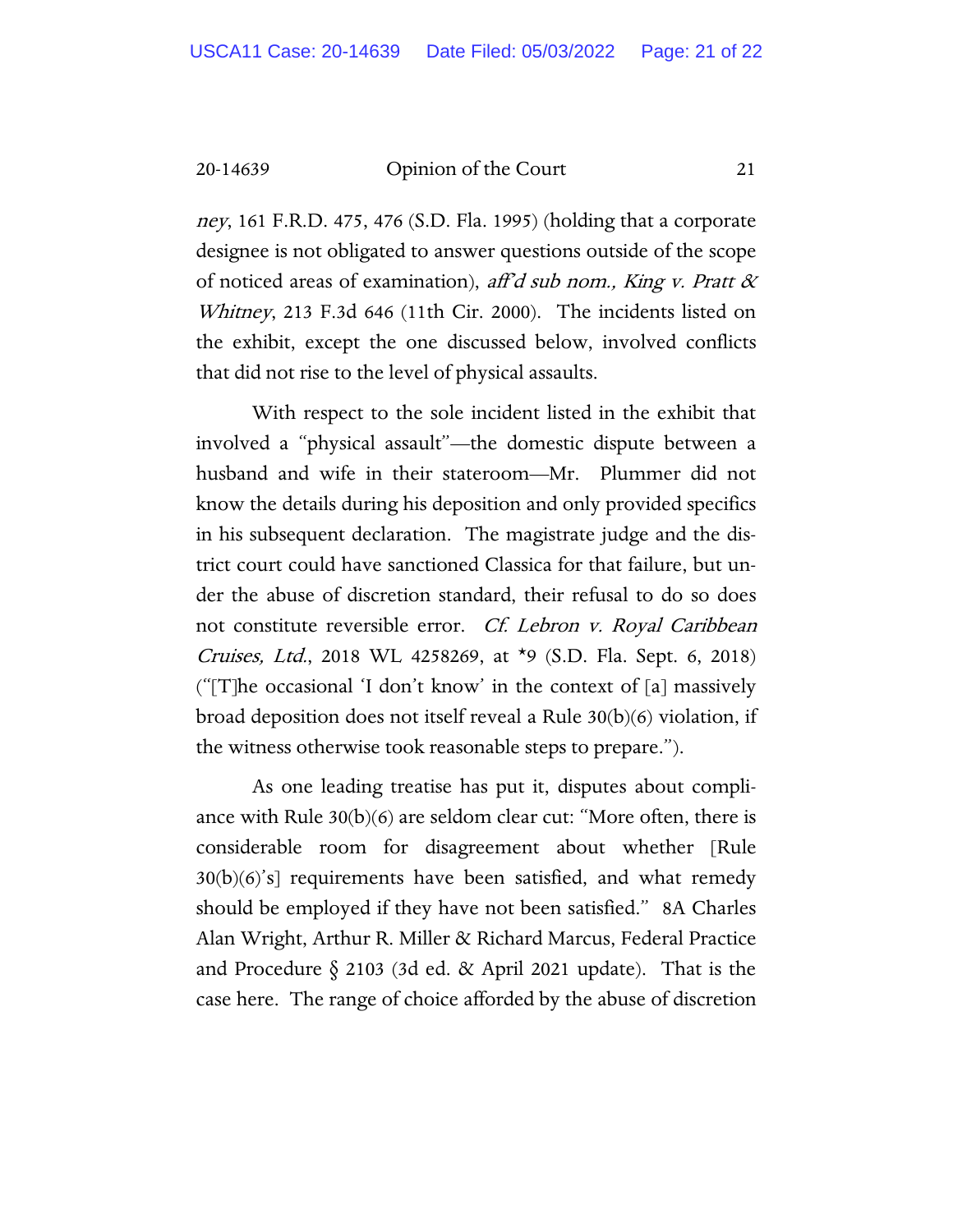*ney*, 161 F.R.D. 475, 476 (S.D. Fla. 1995) (holding that a corporate designee is not obligated to answer questions outside of the scope of noticed areas of examination), *aff'd sub nom., King v. Pratt & Whitney*, 213 F.3d 646 (11th Cir. 2000). The incidents listed on the exhibit, except the one discussed below, involved conflicts that did not rise to the level of physical assaults.

With respect to the sole incident listed in the exhibit that involved a "physical assault"—the domestic dispute between a husband and wife in their stateroom—Mr. Plummer did not know the details during his deposition and only provided specifics in his subsequent declaration. The magistrate judge and the district court could have sanctioned Classica for that failure, but under the abuse of discretion standard, their refusal to do so does not constitute reversible error. *Cf. Lebron v. Royal Caribbean Cruises, Ltd.*, 2018 WL 4258269, at *9 (S.D. Fla. Sept. 6, 2018) ("[T]he occasional 'I don't know' in the context of [a] massively broad deposition does not itself reveal a Rule 30(b)(6) violation, if the witness otherwise took reasonable steps to prepare.").

As one leading treatise has put it, disputes about compliance with Rule 30(b)(6) are seldom clear cut: "More often, there is considerable room for disagreement about whether [Rule 30(b)(6)'s] requirements have been satisfied, and what remedy should be employed if they have not been satisfied." 8A Charles Alan Wright, Arthur R. Miller & Richard Marcus, Federal Practice and Procedure § 2103 (3d ed. & April 2021 update). That is the case here. The range of choice afforded by the abuse of discretion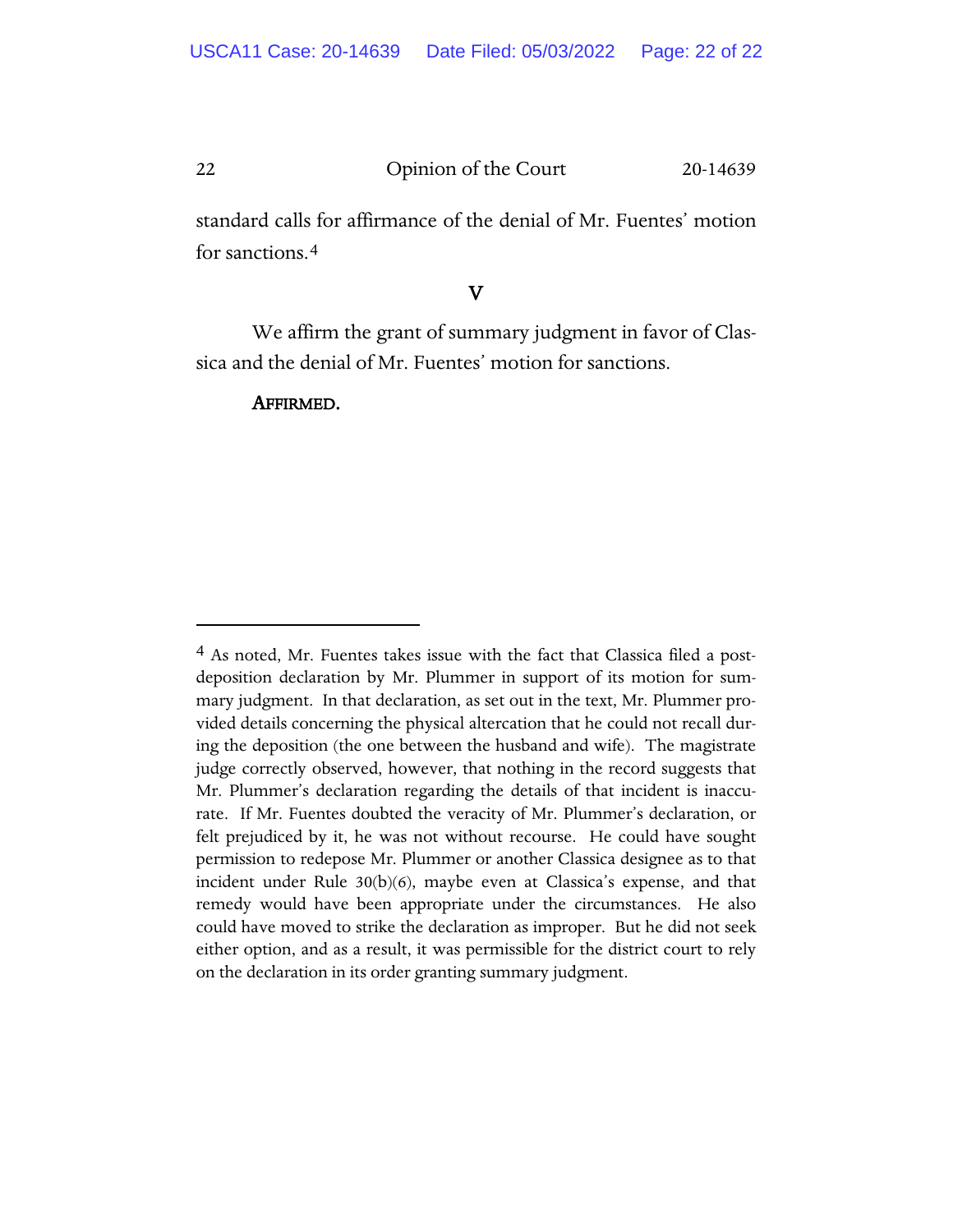standard calls for affirmance of the denial of Mr. Fuentes' motion for sanctions.[4]

## V

We affirm the grant of summary judgment in favor of Classica and the denial of Mr. Fuentes' motion for sanctions.

AFFIRMED.

---

[4] As noted, Mr. Fuentes takes issue with the fact that Classica filed a post-deposition declaration by Mr. Plummer in support of its motion for summary judgment. In that declaration, as set out in the text, Mr. Plummer provided details concerning the physical altercation that he could not recall during the deposition (the one between the husband and wife). The magistrate judge correctly observed, however, that nothing in the record suggests that Mr. Plummer's declaration regarding the details of that incident is inaccurate. If Mr. Fuentes doubted the veracity of Mr. Plummer's declaration, or felt prejudiced by it, he was not without recourse. He could have sought permission to redepose Mr. Plummer or another Classica designee as to that incident under Rule 30(b)(6), maybe even at Classica's expense, and that remedy would have been appropriate under the circumstances. He also could have moved to strike the declaration as improper. But he did not seek either option, and as a result, it was permissible for the district court to rely on the declaration in its order granting summary judgment.